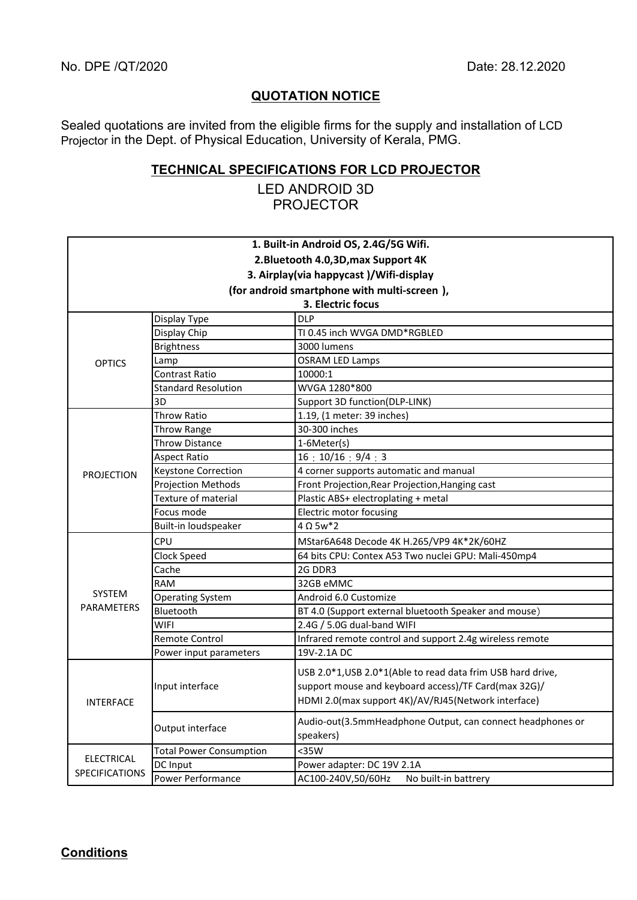No. DPE /QT/2020 Date: 28.12.2020

## QUOTATION NOTICE

Sealed quotations are invited from the eligible firms for the supply and installation of LCD Projector in the Dept. of Physical Education, University of Kerala, PMG.

## TECHNICAL SPECIFICATIONS FOR LCD PROJECTOR

LED ANDROID 3D PROJECTOR

| 1. Built-in Android OS, 2.4G/5G Wifi.<br>2.Bluetooth 4.0,3D,max Support 4K<br>3. Airplay(via happycast )/Wifi-display<br>(for android smartphone with multi-screen ),<br>3. Electric focus | | |
|---|---|---|
| OPTICS | Display Type | DLP |
| | Display Chip | TI 0.45 inch WVGA DMD*RGBLED |
| | Brightness | 3000 lumens |
| | Lamp | OSRAM LED Lamps |
| | Contrast Ratio | 10000:1 |
| | Standard Resolution | WVGA 1280*800 |
| | 3D | Support 3D function(DLP-LINK) |
| PROJECTION | Throw Ratio | 1.19, (1 meter: 39 inches) |
| | Throw Range | 30-300 inches |
| | Throw Distance | 1-6Meter(s) |
| | Aspect Ratio | 16：10/16：9/4：3 |
| | Keystone Correction | 4 corner supports automatic and manual |
| | Projection Methods | Front Projection,Rear Projection,Hanging cast |
| | Texture of material | Plastic ABS+ electroplating + metal |
| | Focus mode | Electric motor focusing |
| | Built-in loudspeaker | 4 Ω 5w*2 |
| SYSTEM PARAMETERS | CPU | MStar6A648 Decode 4K H.265/VP9 4K*2K/60HZ |
| | Clock Speed | 64 bits CPU: Contex A53 Two nuclei GPU: Mali-450mp4 |
| | Cache | 2G DDR3 |
| | RAM | 32GB eMMC |
| | Operating System | Android 6.0 Customize |
| | Bluetooth | BT 4.0 (Support external bluetooth Speaker and mouse) |
| | WIFI | 2.4G / 5.0G dual-band WIFI |
| | Remote Control | Infrared remote control and support 2.4g wireless remote |
| | Power input parameters | 19V-2.1A DC |
| INTERFACE | Input interface | USB 2.0*1,USB 2.0*1(Able to read data frim USB hard drive, support mouse and keyboard access)/TF Card(max 32G)/ HDMI 2.0(max support 4K)/AV/RJ45(Network interface) |
| | Output interface | Audio-out(3.5mmHeadphone Output, can connect headphones or speakers) |
| ELECTRICAL SPECIFICATIONS | Total Power Consumption | <35W |
| | DC Input | Power adapter: DC 19V 2.1A |
| | Power Performance | AC100-240V,50/60Hz No built-in battrery |

**Conditions**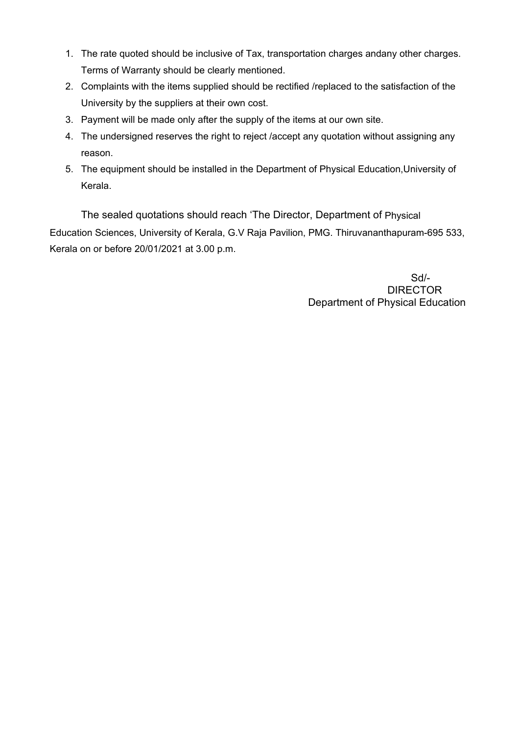1. The rate quoted should be inclusive of Tax, transportation charges andany other charges. Terms of Warranty should be clearly mentioned.
2. Complaints with the items supplied should be rectified /replaced to the satisfaction of the University by the suppliers at their own cost.
3. Payment will be made only after the supply of the items at our own site.
4. The undersigned reserves the right to reject /accept any quotation without assigning any reason.
5. The equipment should be installed in the Department of Physical Education,University of Kerala.

The sealed quotations should reach 'The Director, Department of Physical Education Sciences, University of Kerala, G.V Raja Pavilion, PMG. Thiruvananthapuram-695 533, Kerala on or before 20/01/2021 at 3.00 p.m.

Sd/-
DIRECTOR
Department of Physical Education